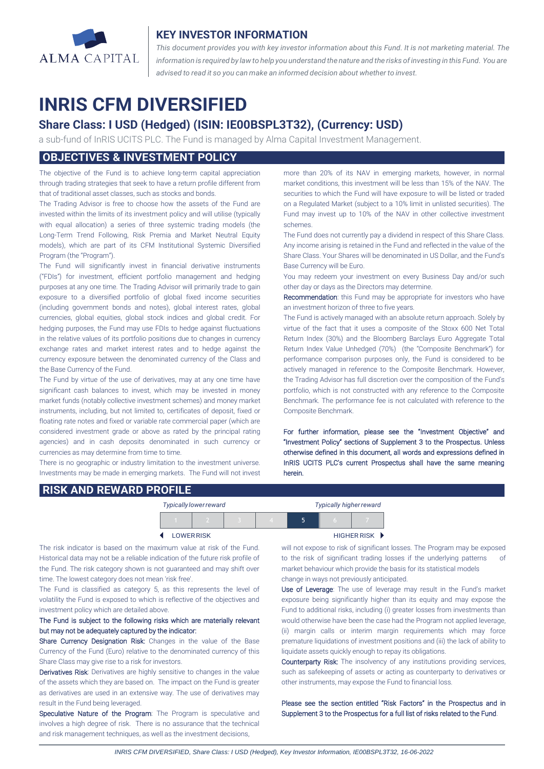ALMA CAPITAL

## KEY INVESTOR INFORMATION

*This document provides you with key investor information about this Fund. It is not marketing material. The information is required by law to help you understand the nature and the risks of investing in this Fund. You are advised to read it so you can make an informed decision about whether to invest.*

# INRIS CFM DIVERSIFIED

## Share Class: I USD (Hedged) (ISIN: IE00BSPL3T32), (Currency: USD)

a sub-fund of InRIS UCITS PLC. The Fund is managed by Alma Capital Investment Management.

## OBJECTIVES & INVESTMENT POLICY

The objective of the Fund is to achieve long-term capital appreciation through trading strategies that seek to have a return profile different from that of traditional asset classes, such as stocks and bonds.

The Trading Advisor is free to choose how the assets of the Fund are invested within the limits of its investment policy and will utilise (typically with equal allocation) a series of three systemic trading models (the Long-Term Trend Following, Risk Premia and Market Neutral Equity models), which are part of its CFM Institutional Systemic Diversified Program (the "Program").

The Fund will significantly invest in financial derivative instruments ("FDIs") for investment, efficient portfolio management and hedging purposes at any one time. The Trading Advisor will primarily trade to gain exposure to a diversified portfolio of global fixed income securities (including government bonds and notes), global interest rates, global currencies, global equities, global stock indices and global credit. For hedging purposes, the Fund may use FDIs to hedge against fluctuations in the relative values of its portfolio positions due to changes in currency exchange rates and market interest rates and to hedge against the currency exposure between the denominated currency of the Class and the Base Currency of the Fund.

The Fund by virtue of the use of derivatives, may at any one time have significant cash balances to invest, which may be invested in money market funds (notably collective investment schemes) and money market instruments, including, but not limited to, certificates of deposit, fixed or floating rate notes and fixed or variable rate commercial paper (which are considered investment grade or above as rated by the principal rating agencies) and in cash deposits denominated in such currency or currencies as may determine from time to time.

There is no geographic or industry limitation to the investment universe. Investments may be made in emerging markets. The Fund will not invest more than 20% of its NAV in emerging markets, however, in normal market conditions, this investment will be less than 15% of the NAV. The securities to which the Fund will have exposure to will be listed or traded on a Regulated Market (subject to a 10% limit in unlisted securities). The Fund may invest up to 10% of the NAV in other collective investment schemes.

The Fund does not currently pay a dividend in respect of this Share Class. Any income arising is retained in the Fund and reflected in the value of the Share Class. Your Shares will be denominated in US Dollar, and the Fund's Base Currency will be Euro.

You may redeem your investment on every Business Day and/or such other day or days as the Directors may determine.

**Recommendation**: this Fund may be appropriate for investors who have an investment horizon of three to five years.

The Fund is actively managed with an absolute return approach. Solely by virtue of the fact that it uses a composite of the Stoxx 600 Net Total Return Index (30%) and the Bloomberg Barclays Euro Aggregate Total Return Index Value Unhedged (70%) (the "Composite Benchmark") for performance comparison purposes only, the Fund is considered to be actively managed in reference to the Composite Benchmark. However, the Trading Advisor has full discretion over the composition of the Fund's portfolio, which is not constructed with any reference to the Composite Benchmark. The performance fee is not calculated with reference to the Composite Benchmark.

For further information, please see the "Investment Objective" and "Investment Policy" sections of Supplement 3 to the Prospectus. Unless otherwise defined in this document, all words and expressions defined in InRIS UCITS PLC's current Prospectus shall have the same meaning herein.

## RISK AND REWARD PROFILE

| *Typically lower reward* | | | | | | *Typically higher reward* |
|---|---|---|---|---|---|---|
| 1 | 2 | 3 | 4 | **5** | 6 | 7 |
| ◀ LOWER RISK | | | | | | HIGHER RISK ▶ |

The risk indicator is based on the maximum value at risk of the Fund. Historical data may not be a reliable indication of the future risk profile of the Fund. The risk category shown is not guaranteed and may shift over time. The lowest category does not mean 'risk free'.

The Fund is classified as category 5, as this represents the level of volatility the Fund is exposed to which is reflective of the objectives and investment policy which are detailed above.

**The Fund is subject to the following risks which are materially relevant but may not be adequately captured by the indicator:**

**Share Currency Designation Risk:** Changes in the value of the Base Currency of the Fund (Euro) relative to the denominated currency of this Share Class may give rise to a risk for investors.

**Derivatives Risk**: Derivatives are highly sensitive to changes in the value of the assets which they are based on. The impact on the Fund is greater as derivatives are used in an extensive way. The use of derivatives may result in the Fund being leveraged.

**Speculative Nature of the Program**: The Program is speculative and involves a high degree of risk. There is no assurance that the technical and risk management techniques, as well as the investment decisions, will not expose to risk of significant losses. The Program may be exposed to the risk of significant trading losses if the underlying patterns of market behaviour which provide the basis for its statistical models change in ways not previously anticipated.

**Use of Leverage**: The use of leverage may result in the Fund's market exposure being significantly higher than its equity and may expose the Fund to additional risks, including (i) greater losses from investments than would otherwise have been the case had the Program not applied leverage, (ii) margin calls or interim margin requirements which may force premature liquidations of investment positions and (iii) the lack of ability to liquidate assets quickly enough to repay its obligations.

**Counterparty Risk:** The insolvency of any institutions providing services, such as safekeeping of assets or acting as counterparty to derivatives or other instruments, may expose the Fund to financial loss.

Please see the section entitled "Risk Factors" in the Prospectus and in Supplement 3 to the Prospectus for a full list of risks related to the Fund.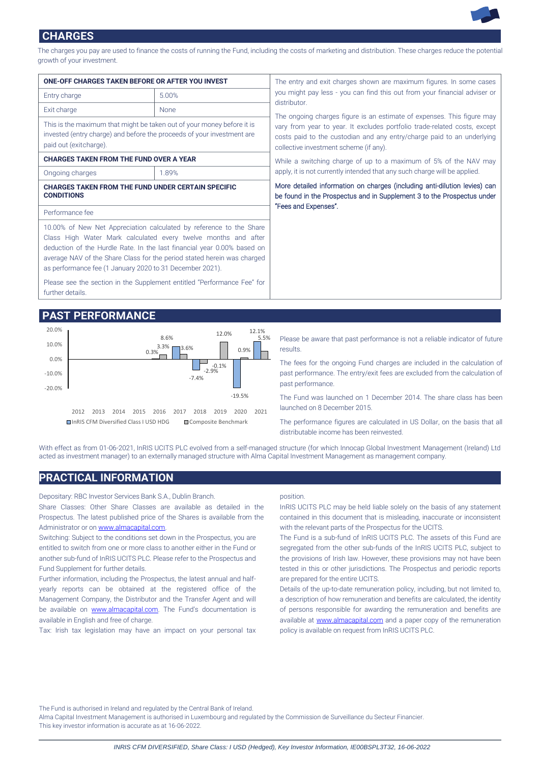## CHARGES

The charges you pay are used to finance the costs of running the Fund, including the costs of marketing and distribution. These charges reduce the potential growth of your investment.

| ONE-OFF CHARGES TAKEN BEFORE OR AFTER YOU INVEST | |
|---|---|
| Entry charge | 5.00% |
| Exit charge | None |

This is the maximum that might be taken out of your money before it is invested (entry charge) and before the proceeds of your investment are paid out (exitcharge).

| CHARGES TAKEN FROM THE FUND OVER A YEAR | |
|---|---|
| Ongoing charges | 1.89% |

**CHARGES TAKEN FROM THE FUND UNDER CERTAIN SPECIFIC CONDITIONS**

Performance fee

10.00% of New Net Appreciation calculated by reference to the Share Class High Water Mark calculated every twelve months and after deduction of the Hurdle Rate. In the last financial year 0.00% based on average NAV of the Share Class for the period stated herein was charged as performance fee (1 January 2020 to 31 December 2021).

Please see the section in the Supplement entitled "Performance Fee" for further details.

The entry and exit charges shown are maximum figures. In some cases you might pay less - you can find this out from your financial adviser or distributor.

The ongoing charges figure is an estimate of expenses. This figure may vary from year to year. It excludes portfolio trade-related costs, except costs paid to the custodian and any entry/charge paid to an underlying collective investment scheme (if any).

While a switching charge of up to a maximum of 5% of the NAV may apply, it is not currently intended that any such charge will be applied.

More detailed information on charges (including anti-dilution levies) can be found in the Prospectus and in Supplement 3 to the Prospectus under "Fees and Expenses".

## PAST PERFORMANCE

20.0%
10.0%
0.0%
-10.0%
-20.0%

0.3%, 3.3%, 8.6%, 3.6%, -7.4%, -2.9%, -0.1%, 12.0%, -19.5%, 0.9%, 12.1%, 5.5%

2012 2013 2014 2015 2016 2017 2018 2019 2020 2021

InRIS CFM Diversified Class I USD HDG
Composite Benchmark

Please be aware that past performance is not a reliable indicator of future results.

The fees for the ongoing Fund charges are included in the calculation of past performance. The entry/exit fees are excluded from the calculation of past performance.

The Fund was launched on 1 December 2014. The share class has been launched on 8 December 2015.

The performance figures are calculated in US Dollar, on the basis that all distributable income has been reinvested.

With effect as from 01-06-2021, InRIS UCITS PLC evolved from a self-managed structure (for which Innocap Global Investment Management (Ireland) Ltd acted as investment manager) to an externally managed structure with Alma Capital Investment Management as management company.

## PRACTICAL INFORMATION

Depositary: RBC Investor Services Bank S.A., Dublin Branch.

Share Classes: Other Share Classes are available as detailed in the Prospectus. The latest published price of the Shares is available from the Administrator or on www.almacapital.com.

Switching: Subject to the conditions set down in the Prospectus, you are entitled to switch from one or more class to another either in the Fund or another sub-fund of InRIS UCITS PLC. Please refer to the Prospectus and Fund Supplement for further details.

Further information, including the Prospectus, the latest annual and half-yearly reports can be obtained at the registered office of the Management Company, the Distributor and the Transfer Agent and will be available on www.almacapital.com. The Fund's documentation is available in English and free of charge.

Tax: Irish tax legislation may have an impact on your personal tax position.

InRIS UCITS PLC may be held liable solely on the basis of any statement contained in this document that is misleading, inaccurate or inconsistent with the relevant parts of the Prospectus for the UCITS.

The Fund is a sub-fund of InRIS UCITS PLC. The assets of this Fund are segregated from the other sub-funds of the InRIS UCITS PLC, subject to the provisions of Irish law. However, these provisions may not have been tested in this or other jurisdictions. The Prospectus and periodic reports are prepared for the entire UCITS.

Details of the up-to-date remuneration policy, including, but not limited to, a description of how remuneration and benefits are calculated, the identity of persons responsible for awarding the remuneration and benefits are available at www.almacapital.com and a paper copy of the remuneration policy is available on request from InRIS UCITS PLC.

The Fund is authorised in Ireland and regulated by the Central Bank of Ireland.
Alma Capital Investment Management is authorised in Luxembourg and regulated by the Commission de Surveillance du Secteur Financier.
This key investor information is accurate as at 16-06-2022.